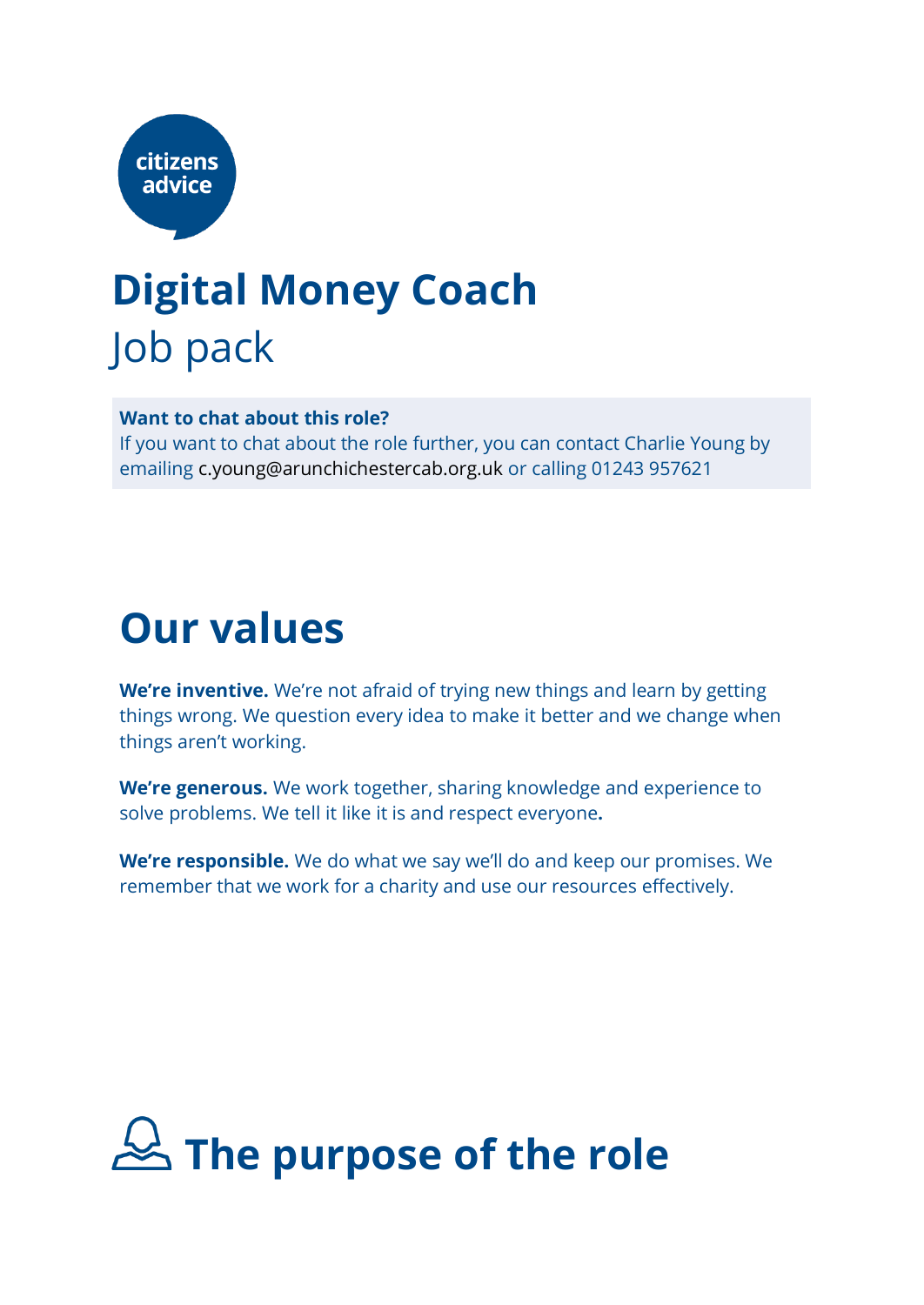citizens advice

# Digital Money Coach

Job pack

**Want to chat about this role?**
If you want to chat about the role further, you can contact Charlie Young by emailing c.young@arunchichestercab.org.uk or calling 01243 957621

## Our values

**We're inventive.** We're not afraid of trying new things and learn by getting things wrong. We question every idea to make it better and we change when things aren't working.

**We're generous.** We work together, sharing knowledge and experience to solve problems. We tell it like it is and respect everyone**.**

**We're responsible.** We do what we say we'll do and keep our promises. We remember that we work for a charity and use our resources effectively.

## The purpose of the role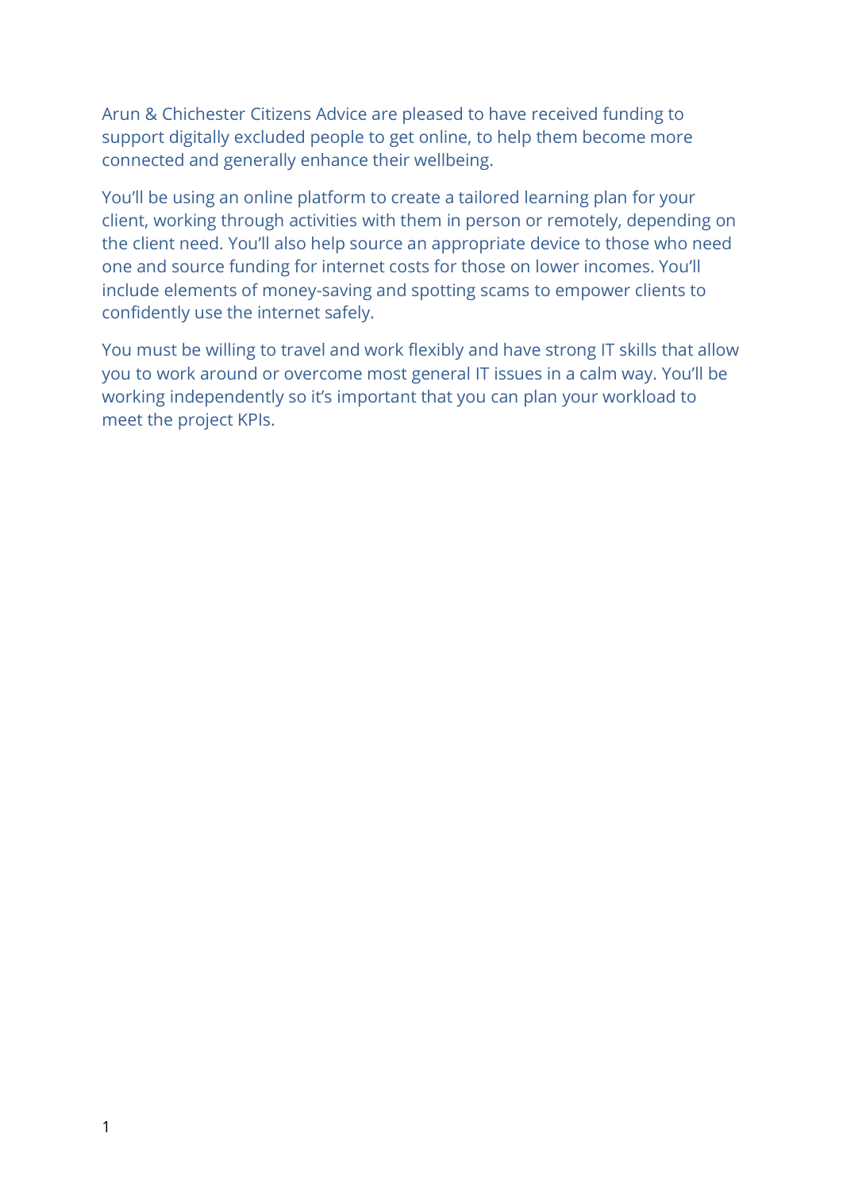Arun & Chichester Citizens Advice are pleased to have received funding to support digitally excluded people to get online, to help them become more connected and generally enhance their wellbeing.

You'll be using an online platform to create a tailored learning plan for your client, working through activities with them in person or remotely, depending on the client need. You'll also help source an appropriate device to those who need one and source funding for internet costs for those on lower incomes. You'll include elements of money-saving and spotting scams to empower clients to confidently use the internet safely.

You must be willing to travel and work flexibly and have strong IT skills that allow you to work around or overcome most general IT issues in a calm way. You'll be working independently so it's important that you can plan your workload to meet the project KPIs.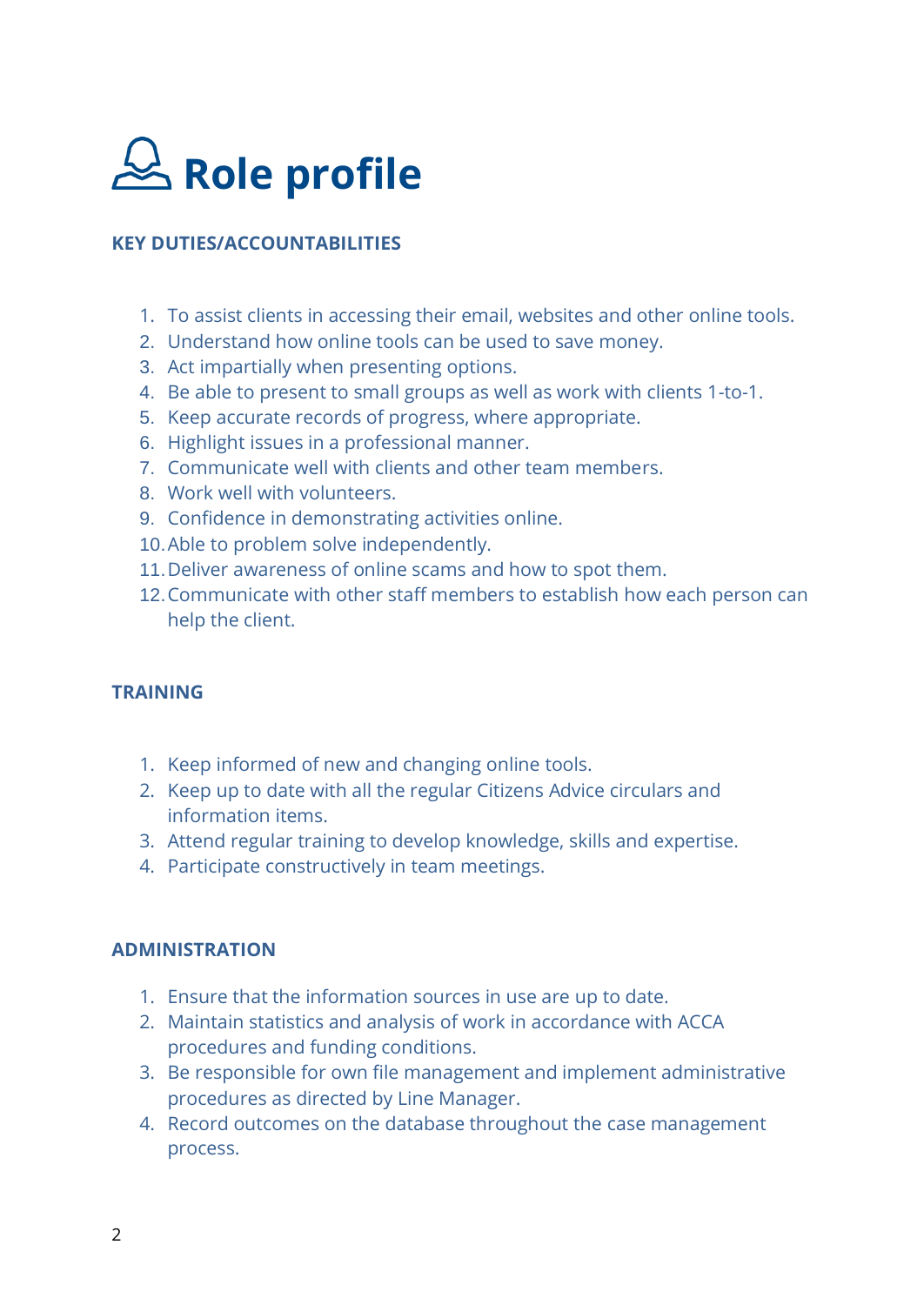# Role profile

## KEY DUTIES/ACCOUNTABILITIES

1. To assist clients in accessing their email, websites and other online tools.
2. Understand how online tools can be used to save money.
3. Act impartially when presenting options.
4. Be able to present to small groups as well as work with clients 1-to-1.
5. Keep accurate records of progress, where appropriate.
6. Highlight issues in a professional manner.
7. Communicate well with clients and other team members.
8. Work well with volunteers.
9. Confidence in demonstrating activities online.
10. Able to problem solve independently.
11. Deliver awareness of online scams and how to spot them.
12. Communicate with other staff members to establish how each person can help the client.

## TRAINING

1. Keep informed of new and changing online tools.
2. Keep up to date with all the regular Citizens Advice circulars and information items.
3. Attend regular training to develop knowledge, skills and expertise.
4. Participate constructively in team meetings.

## ADMINISTRATION

1. Ensure that the information sources in use are up to date.
2. Maintain statistics and analysis of work in accordance with ACCA procedures and funding conditions.
3. Be responsible for own file management and implement administrative procedures as directed by Line Manager.
4. Record outcomes on the database throughout the case management process.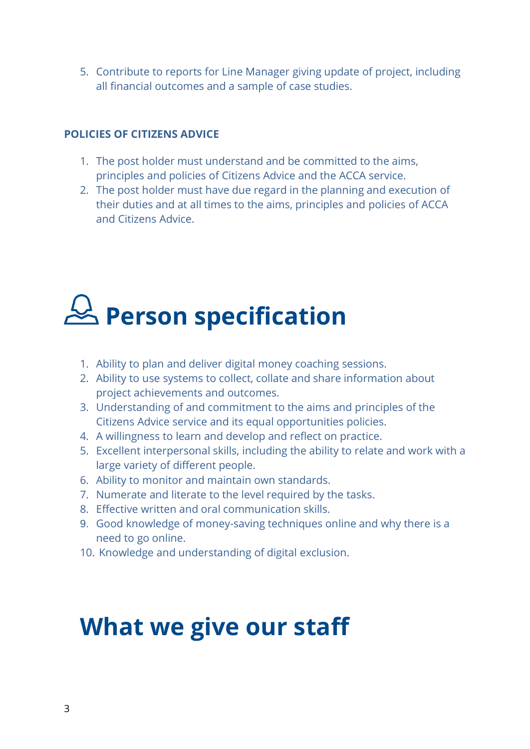5. Contribute to reports for Line Manager giving update of project, including all financial outcomes and a sample of case studies.

### POLICIES OF CITIZENS ADVICE

1. The post holder must understand and be committed to the aims, principles and policies of Citizens Advice and the ACCA service.
2. The post holder must have due regard in the planning and execution of their duties and at all times to the aims, principles and policies of ACCA and Citizens Advice.

# Person specification

1. Ability to plan and deliver digital money coaching sessions.
2. Ability to use systems to collect, collate and share information about project achievements and outcomes.
3. Understanding of and commitment to the aims and principles of the Citizens Advice service and its equal opportunities policies.
4. A willingness to learn and develop and reflect on practice.
5. Excellent interpersonal skills, including the ability to relate and work with a large variety of different people.
6. Ability to monitor and maintain own standards.
7. Numerate and literate to the level required by the tasks.
8. Effective written and oral communication skills.
9. Good knowledge of money-saving techniques online and why there is a need to go online.
10. Knowledge and understanding of digital exclusion.

# What we give our staff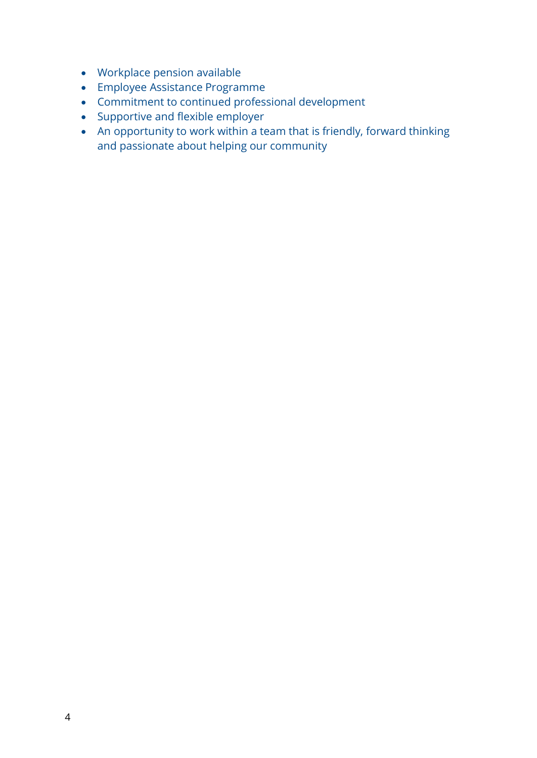- Workplace pension available
- Employee Assistance Programme
- Commitment to continued professional development
- Supportive and flexible employer
- An opportunity to work within a team that is friendly, forward thinking and passionate about helping our community